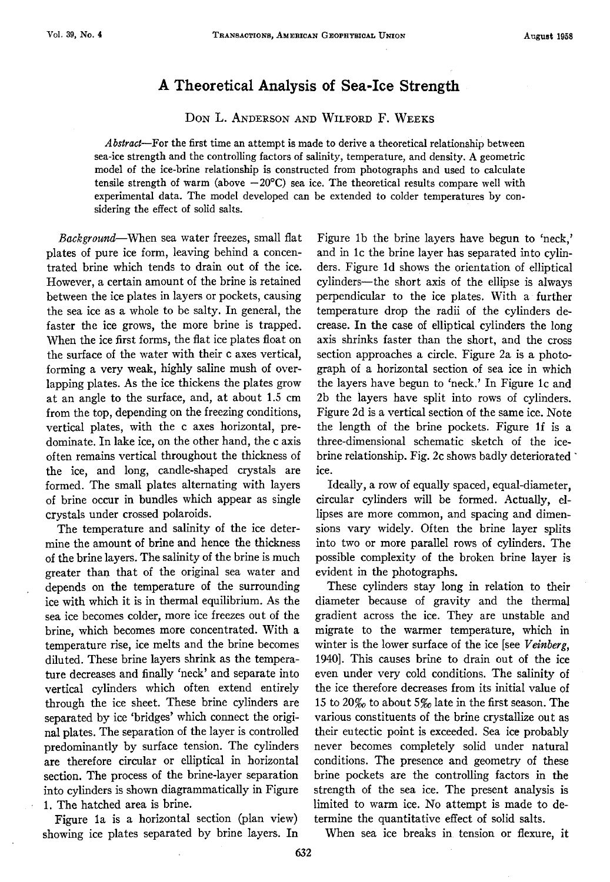# A Theoretical Analysis of Sea-Ice Strength

DON L. ANDERSON AND WILFORD F. WEEKS

*Abstract*—For the first time an attempt is made to derive a theoretical relationship between sea-ice strength and the controlling factors of salinity, temperature, and density. A geometric model of the ice-brine relationship is constructed from photographs and used to calculate tensile strength of warm (above −20°C) sea ice. The theoretical results compare well with experimental data. The model developed can be extended to colder temperatures by considering the effect of solid salts.

*Background*—When sea water freezes, small flat plates of pure ice form, leaving behind a concentrated brine which tends to drain out of the ice. However, a certain amount of the brine is retained between the ice plates in layers or pockets, causing the sea ice as a whole to be salty. In general, the faster the ice grows, the more brine is trapped. When the ice first forms, the flat ice plates float on the surface of the water with their c axes vertical, forming a very weak, highly saline mush of overlapping plates. As the ice thickens the plates grow at an angle to the surface, and, at about 1.5 cm from the top, depending on the freezing conditions, vertical plates, with the c axes horizontal, predominate. In lake ice, on the other hand, the c axis often remains vertical throughout the thickness of the ice, and long, candle-shaped crystals are formed. The small plates alternating with layers of brine occur in bundles which appear as single crystals under crossed polaroids.

The temperature and salinity of the ice determine the amount of brine and hence the thickness of the brine layers. The salinity of the brine is much greater than that of the original sea water and depends on the temperature of the surrounding ice with which it is in thermal equilibrium. As the sea ice becomes colder, more ice freezes out of the brine, which becomes more concentrated. With a temperature rise, ice melts and the brine becomes diluted. These brine layers shrink as the temperature decreases and finally 'neck' and separate into vertical cylinders which often extend entirely through the ice sheet. These brine cylinders are separated by ice 'bridges' which connect the original plates. The separation of the layer is controlled predominantly by surface tension. The cylinders are therefore circular or elliptical in horizontal section. The process of the brine-layer separation into cylinders is shown diagrammatically in Figure 1. The hatched area is brine.

Figure 1a is a horizontal section (plan view) showing ice plates separated by brine layers. In Figure 1b the brine layers have begun to 'neck,' and in 1c the brine layer has separated into cylinders. Figure 1d shows the orientation of elliptical cylinders—the short axis of the ellipse is always perpendicular to the ice plates. With a further temperature drop the radii of the cylinders decrease. In the case of elliptical cylinders the long axis shrinks faster than the short, and the cross section approaches a circle. Figure 2a is a photograph of a horizontal section of sea ice in which the layers have begun to 'neck.' In Figure 1c and 2b the layers have split into rows of cylinders. Figure 2d is a vertical section of the same ice. Note the length of the brine pockets. Figure 1f is a three-dimensional schematic sketch of the ice-brine relationship. Fig. 2c shows badly deteriorated ice.

Ideally, a row of equally spaced, equal-diameter, circular cylinders will be formed. Actually, ellipses are more common, and spacing and dimensions vary widely. Often the brine layer splits into two or more parallel rows of cylinders. The possible complexity of the broken brine layer is evident in the photographs.

These cylinders stay long in relation to their diameter because of gravity and the thermal gradient across the ice. They are unstable and migrate to the warmer temperature, which in winter is the lower surface of the ice [see *Veinberg*, 1940]. This causes brine to drain out of the ice even under very cold conditions. The salinity of the ice therefore decreases from its initial value of 15 to 20‰ to about 5‰ late in the first season. The various constituents of the brine crystallize out as their eutectic point is exceeded. Sea ice probably never becomes completely solid under natural conditions. The presence and geometry of these brine pockets are the controlling factors in the strength of the sea ice. The present analysis is limited to warm ice. No attempt is made to determine the quantitative effect of solid salts.

When sea ice breaks in tension or flexure, it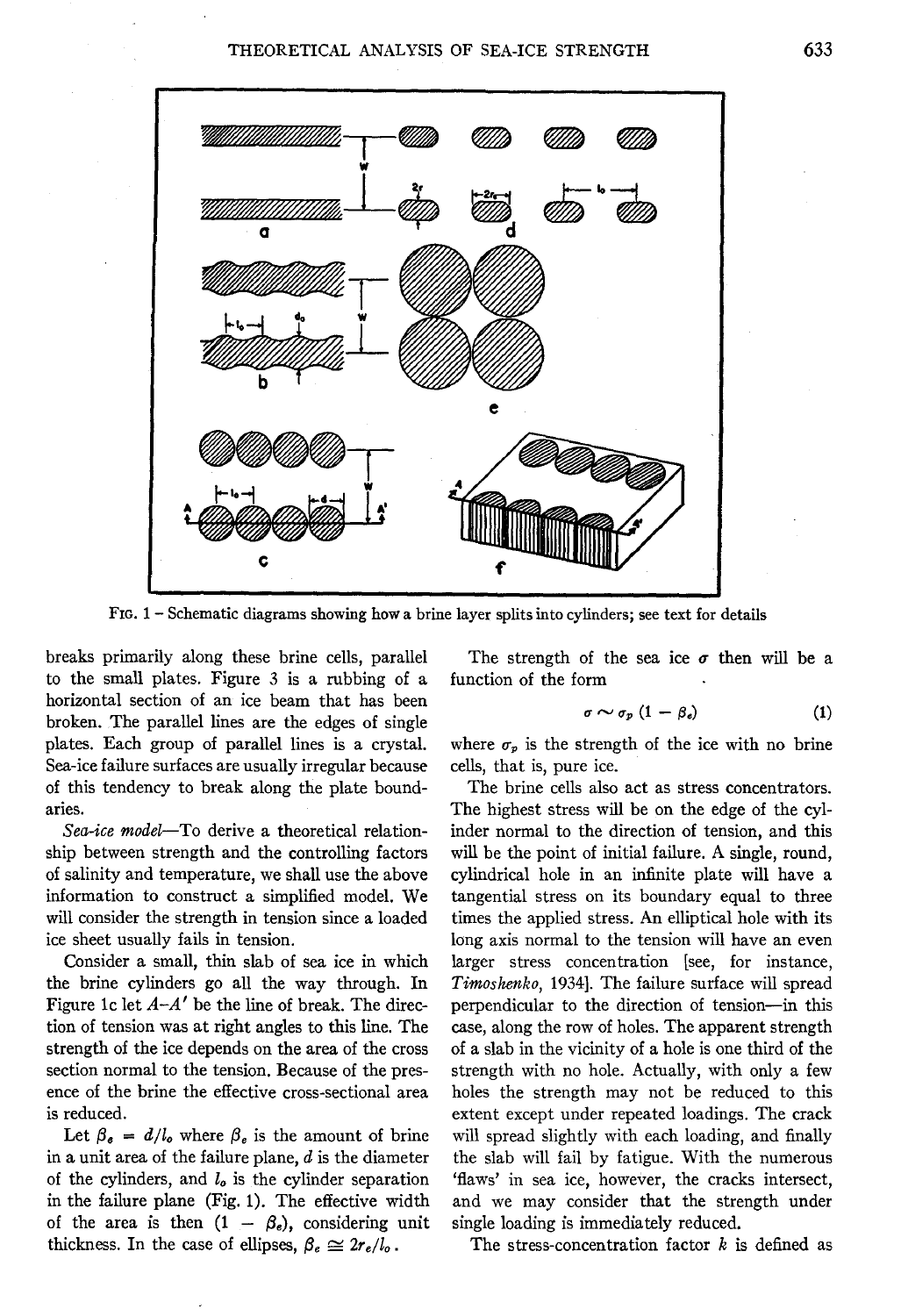FIG. 1 – Schematic diagrams showing how a brine layer splits into cylinders; see text for details

breaks primarily along these brine cells, parallel to the small plates. Figure 3 is a rubbing of a horizontal section of an ice beam that has been broken. The parallel lines are the edges of single plates. Each group of parallel lines is a crystal. Sea-ice failure surfaces are usually irregular because of this tendency to break along the plate boundaries.

*Sea-ice model*—To derive a theoretical relationship between strength and the controlling factors of salinity and temperature, we shall use the above information to construct a simplified model. We will consider the strength in tension since a loaded ice sheet usually fails in tension.

Consider a small, thin slab of sea ice in which the brine cylinders go all the way through. In Figure 1c let $A$–$A'$ be the line of break. The direction of tension was at right angles to this line. The strength of the ice depends on the area of the cross section normal to the tension. Because of the presence of the brine the effective cross-sectional area is reduced.

Let $\beta_e = d/l_o$ where $\beta_e$ is the amount of brine in a unit area of the failure plane, $d$ is the diameter of the cylinders, and $l_o$ is the cylinder separation in the failure plane (Fig. 1). The effective width of the area is then $(1 - \beta_e)$, considering unit thickness. In the case of ellipses, $\beta_e \cong 2r_e/l_o$.

The strength of the sea ice $\sigma$ then will be a function of the form

$$\sigma \sim \sigma_p (1 - \beta_e) \tag{1}$$

where $\sigma_p$ is the strength of the ice with no brine cells, that is, pure ice.

The brine cells also act as stress concentrators. The highest stress will be on the edge of the cylinder normal to the direction of tension, and this will be the point of initial failure. A single, round, cylindrical hole in an infinite plate will have a tangential stress on its boundary equal to three times the applied stress. An elliptical hole with its long axis normal to the tension will have an even larger stress concentration [see, for instance, *Timoshenko*, 1934]. The failure surface will spread perpendicular to the direction of tension—in this case, along the row of holes. The apparent strength of a slab in the vicinity of a hole is one third of the strength with no hole. Actually, with only a few holes the strength may not be reduced to this extent except under repeated loadings. The crack will spread slightly with each loading, and finally the slab will fail by fatigue. With the numerous 'flaws' in sea ice, however, the cracks intersect, and we may consider that the strength under single loading is immediately reduced.

The stress-concentration factor $k$ is defined as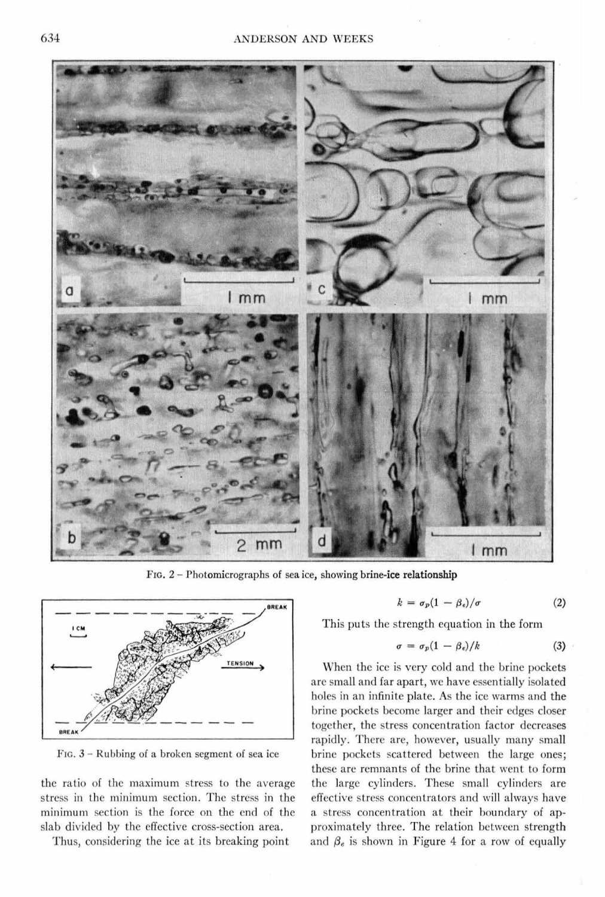FIG. 2 – Photomicrographs of sea ice, showing brine-ice relationship

FIG. 3 – Rubbing of a broken segment of sea ice

the ratio of the maximum stress to the average stress in the minimum section. The stress in the minimum section is the force on the end of the slab divided by the effective cross-section area.

Thus, considering the ice at its breaking point

$$k = \sigma_p(1 - \beta_e)/\sigma \tag{2}$$

This puts the strength equation in the form

$$\sigma = \sigma_p(1 - \beta_e)/k \tag{3}$$

When the ice is very cold and the brine pockets are small and far apart, we have essentially isolated holes in an infinite plate. As the ice warms and the brine pockets become larger and their edges closer together, the stress concentration factor decreases rapidly. There are, however, usually many small brine pockets scattered between the large ones; these are remnants of the brine that went to form the large cylinders. These small cylinders are effective stress concentrators and will always have a stress concentration at their boundary of approximately three. The relation between strength and $\beta_e$ is shown in Figure 4 for a row of equally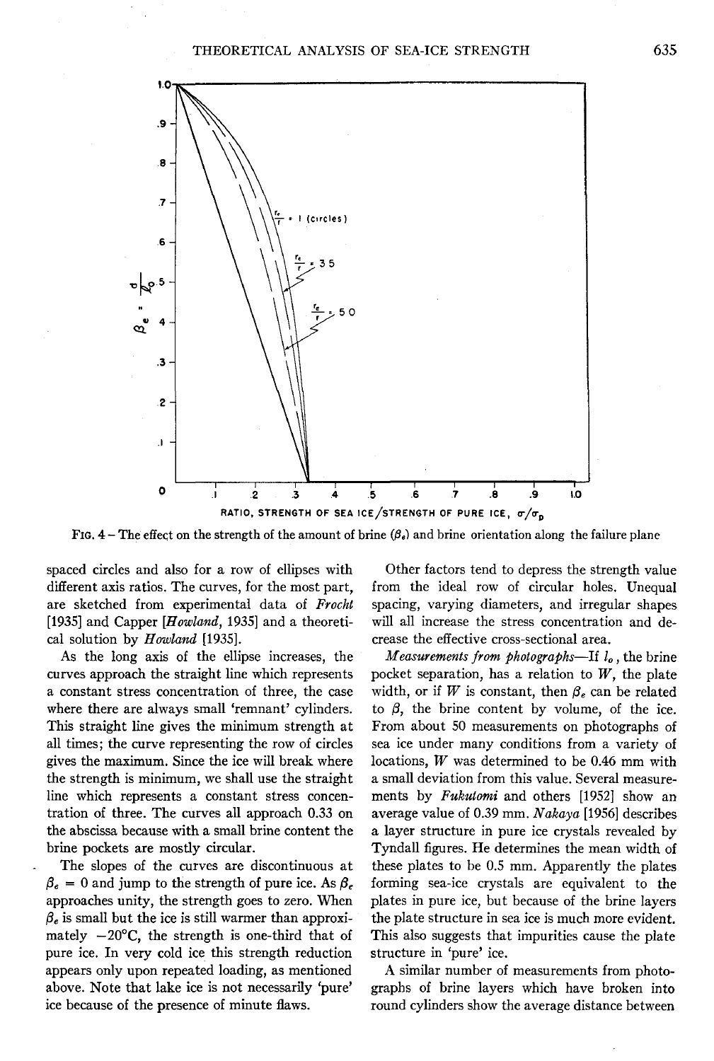FIG. 4 – The effect on the strength of the amount of brine ($\beta_e$) and brine orientation along the failure plane

spaced circles and also for a row of ellipses with different axis ratios. The curves, for the most part, are sketched from experimental data of *Frocht* [1935] and Capper [*Howland*, 1935] and a theoretical solution by *Howland* [1935].

As the long axis of the ellipse increases, the curves approach the straight line which represents a constant stress concentration of three, the case where there are always small 'remnant' cylinders. This straight line gives the minimum strength at all times; the curve representing the row of circles gives the maximum. Since the ice will break where the strength is minimum, we shall use the straight line which represents a constant stress concentration of three. The curves all approach 0.33 on the abscissa because with a small brine content the brine pockets are mostly circular.

The slopes of the curves are discontinuous at $\beta_e = 0$ and jump to the strength of pure ice. As $\beta_e$ approaches unity, the strength goes to zero. When $\beta_e$ is small but the ice is still warmer than approximately $-20°C$, the strength is one-third that of pure ice. In very cold ice this strength reduction appears only upon repeated loading, as mentioned above. Note that lake ice is not necessarily 'pure' ice because of the presence of minute flaws.

Other factors tend to depress the strength value from the ideal row of circular holes. Unequal spacing, varying diameters, and irregular shapes will all increase the stress concentration and decrease the effective cross-sectional area.

*Measurements from photographs*—If $l_o$, the brine pocket separation, has a relation to $W$, the plate width, or if $W$ is constant, then $\beta_e$ can be related to $\beta$, the brine content by volume, of the ice. From about 50 measurements on photographs of sea ice under many conditions from a variety of locations, $W$ was determined to be 0.46 mm with a small deviation from this value. Several measurements by *Fukutomi* and others [1952] show an average value of 0.39 mm. *Nakaya* [1956] describes a layer structure in pure ice crystals revealed by Tyndall figures. He determines the mean width of these plates to be 0.5 mm. Apparently the plates forming sea-ice crystals are equivalent to the plates in pure ice, but because of the brine layers the plate structure in sea ice is much more evident. This also suggests that impurities cause the plate structure in 'pure' ice.

A similar number of measurements from photographs of brine layers which have broken into round cylinders show the average distance between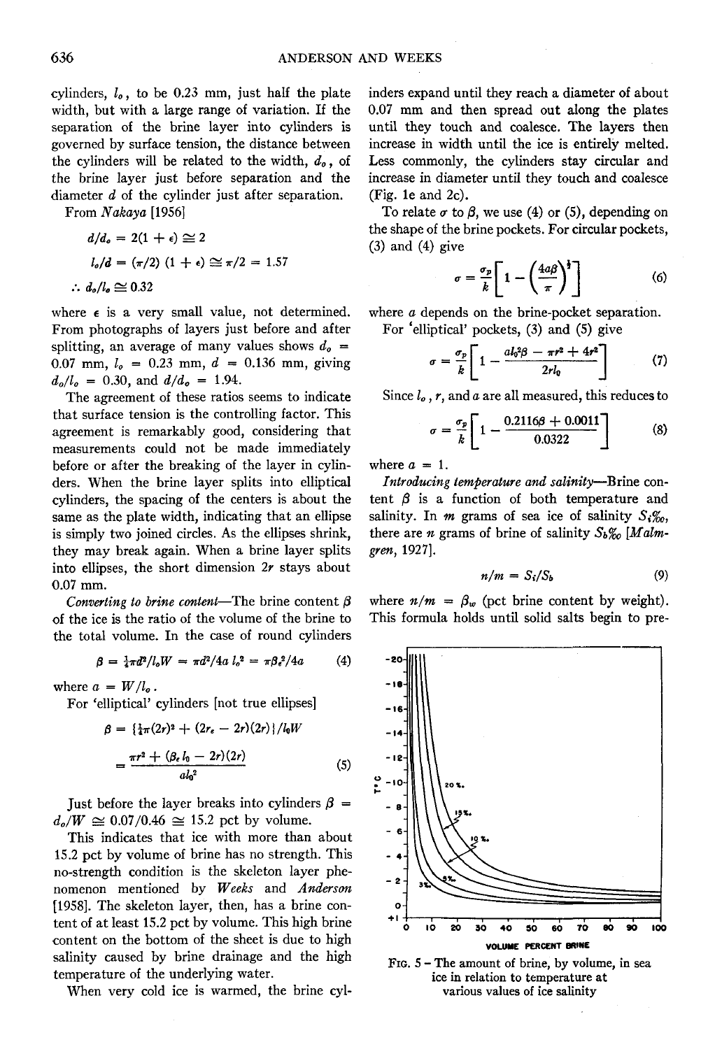cylinders, $l_o$, to be 0.23 mm, just half the plate width, but with a large range of variation. If the separation of the brine layer into cylinders is governed by surface tension, the distance between the cylinders will be related to the width, $d_o$, of the brine layer just before separation and the diameter $d$ of the cylinder just after separation.

From *Nakaya* [1956]

$$d/d_o = 2(1 + \epsilon) \cong 2$$

$$l_o/d = (\pi/2)(1 + \epsilon) \cong \pi/2 = 1.57$$

$$\therefore d_o/l_o \cong 0.32$$

where $\epsilon$ is a very small value, not determined. From photographs of layers just before and after splitting, an average of many values shows $d_o$ = 0.07 mm, $l_o$ = 0.23 mm, $d$ = 0.136 mm, giving $d_o/l_o$ = 0.30, and $d/d_o$ = 1.94.

The agreement of these ratios seems to indicate that surface tension is the controlling factor. This agreement is remarkably good, considering that measurements could not be made immediately before or after the breaking of the layer in cylinders. When the brine layer splits into elliptical cylinders, the spacing of the centers is about the same as the plate width, indicating that an ellipse is simply two joined circles. As the ellipses shrink, they may break again. When a brine layer splits into ellipses, the short dimension $2r$ stays about 0.07 mm.

*Converting to brine content*—The brine content $\beta$ of the ice is the ratio of the volume of the brine to the total volume. In the case of round cylinders

$$\beta = \tfrac{1}{4}\pi d^2/l_o W = \pi d^2/4a\, l_o^2 = \pi\beta_e^2/4a \qquad (4)$$

where $a = W/l_o$.

For 'elliptical' cylinders [not true ellipses]

$$\beta = \{\tfrac{1}{4}\pi(2r)^2 + (2r_e - 2r)(2r)\}/l_o W$$

$$= \frac{\pi r^2 + (\beta_e l_o - 2r)(2r)}{a l_o^2} \qquad (5)$$

Just before the layer breaks into cylinders $\beta = d_o/W \cong 0.07/0.46 \cong 15.2$ pct by volume.

This indicates that ice with more than about 15.2 pct by volume of brine has no strength. This no-strength condition is the skeleton layer phenomenon mentioned by *Weeks* and *Anderson* [1958]. The skeleton layer, then, has a brine content of at least 15.2 pct by volume. This high brine content on the bottom of the sheet is due to high salinity caused by brine drainage and the high temperature of the underlying water.

When very cold ice is warmed, the brine cylinders expand until they reach a diameter of about 0.07 mm and then spread out along the plates until they touch and coalesce. The layers then increase in width until the ice is entirely melted. Less commonly, the cylinders stay circular and increase in diameter until they touch and coalesce (Fig. 1e and 2c).

To relate $\sigma$ to $\beta$, we use (4) or (5), depending on the shape of the brine pockets. For circular pockets, (3) and (4) give

$$\sigma = \frac{\sigma_p}{k}\left[1 - \left(\frac{4a\beta}{\pi}\right)^{\frac{1}{2}}\right] \qquad (6)$$

where $a$ depends on the brine-pocket separation.

For 'elliptical' pockets, (3) and (5) give

$$\sigma = \frac{\sigma_p}{k}\left[1 - \frac{a l_o^2 \beta - \pi r^2 + 4r^2}{2 r l_o}\right] \qquad (7)$$

Since $l_o$, $r$, and $a$ are all measured, this reduces to

$$\sigma = \frac{\sigma_p}{k}\left[1 - \frac{0.2116\beta + 0.0011}{0.0322}\right] \qquad (8)$$

where $a = 1$.

*Introducing temperature and salinity*—Brine content $\beta$ is a function of both temperature and salinity. In $m$ grams of sea ice of salinity $S_i$‰, there are $n$ grams of brine of salinity $S_b$‰ [*Malmgren*, 1927].

$$n/m = S_i/S_b \qquad (9)$$

where $n/m = \beta_w$ (pct brine content by weight). This formula holds until solid salts begin to pre-

FIG. 5 – The amount of brine, by volume, in sea ice in relation to temperature at various values of ice salinity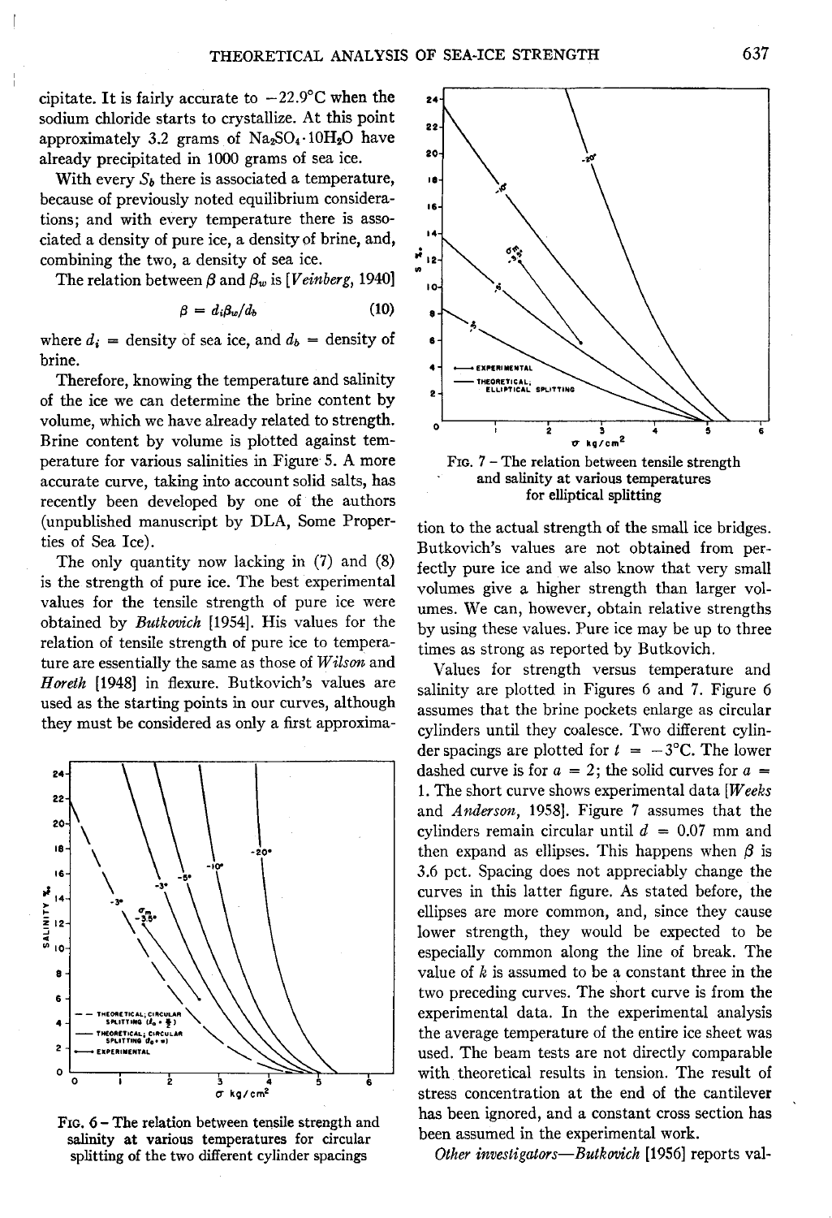cipitate. It is fairly accurate to −22.9°C when the sodium chloride starts to crystallize. At this point approximately 3.2 grams of $Na_2SO_4 \cdot 10H_2O$ have already precipitated in 1000 grams of sea ice.

With every $S_b$ there is associated a temperature, because of previously noted equilibrium considerations; and with every temperature there is associated a density of pure ice, a density of brine, and, combining the two, a density of sea ice.

The relation between $\beta$ and $\beta_w$ is [*Veinberg*, 1940]

$$\beta = d_i \beta_w / d_b \tag{10}$$

where $d_i$ = density of sea ice, and $d_b$ = density of brine.

Therefore, knowing the temperature and salinity of the ice we can determine the brine content by volume, which we have already related to strength. Brine content by volume is plotted against temperature for various salinities in Figure 5. A more accurate curve, taking into account solid salts, has recently been developed by one of the authors (unpublished manuscript by DLA, Some Properties of Sea Ice).

The only quantity now lacking in (7) and (8) is the strength of pure ice. The best experimental values for the tensile strength of pure ice were obtained by *Butkovich* [1954]. His values for the relation of tensile strength of pure ice to temperature are essentially the same as those of *Wilson* and *Horeth* [1948] in flexure. Butkovich's values are used as the starting points in our curves, although they must be considered as only a first approximation to the actual strength of the small ice bridges. Butkovich's values are not obtained from perfectly pure ice and we also know that very small volumes give a higher strength than larger volumes. We can, however, obtain relative strengths by using these values. Pure ice may be up to three times as strong as reported by Butkovich.

FIG. 6 – The relation between tensile strength and salinity at various temperatures for circular splitting of the two different cylinder spacings

FIG. 7 – The relation between tensile strength and salinity at various temperatures for elliptical splitting

Values for strength versus temperature and salinity are plotted in Figures 6 and 7. Figure 6 assumes that the brine pockets enlarge as circular cylinders until they coalesce. Two different cylinder spacings are plotted for $t$ = −3°C. The lower dashed curve is for $a$ = 2; the solid curves for $a$ = 1. The short curve shows experimental data [*Weeks* and *Anderson*, 1958]. Figure 7 assumes that the cylinders remain circular until $d$ = 0.07 mm and then expand as ellipses. This happens when $\beta$ is 3.6 pct. Spacing does not appreciably change the curves in this latter figure. As stated before, the ellipses are more common, and, since they cause lower strength, they would be expected to be especially common along the line of break. The value of $k$ is assumed to be a constant three in the two preceding curves. The short curve is from the experimental data. In the experimental analysis the average temperature of the entire ice sheet was used. The beam tests are not directly comparable with theoretical results in tension. The result of stress concentration at the end of the cantilever has been ignored, and a constant cross section has been assumed in the experimental work.

*Other investigators*—*Butkovich* [1956] reports val-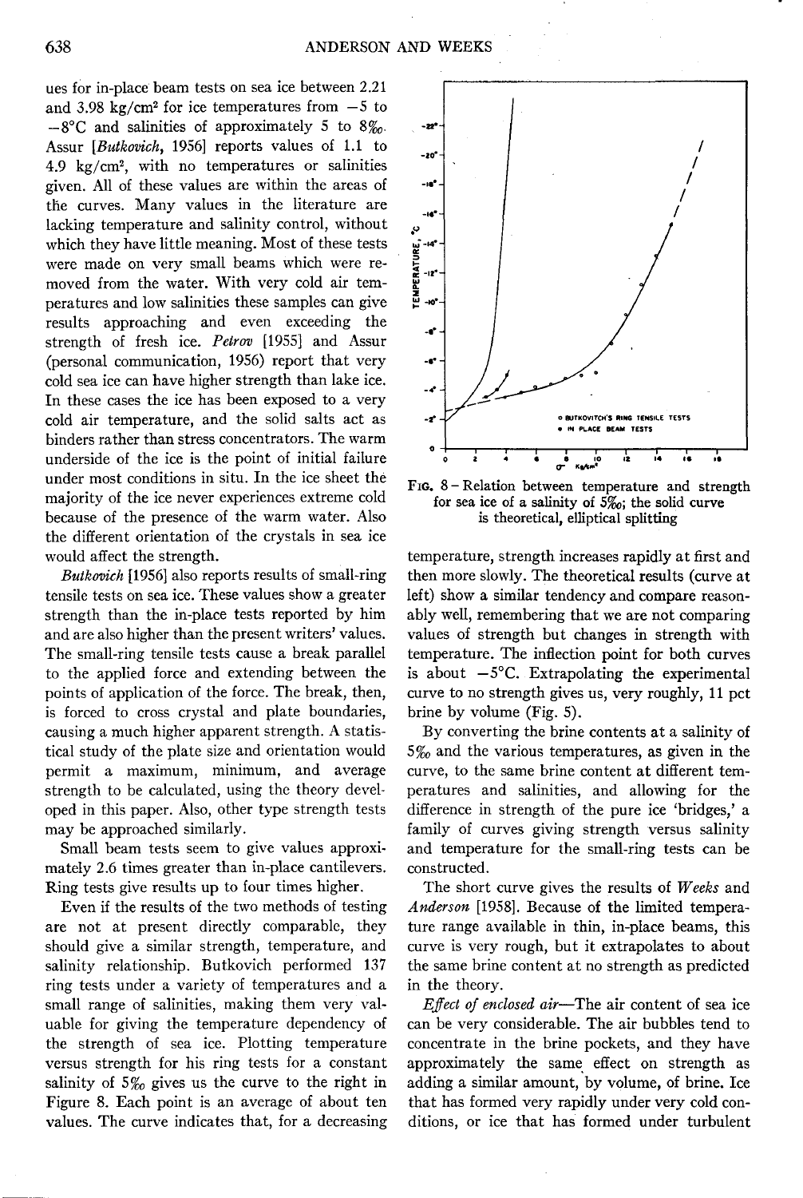ues for in-place beam tests on sea ice between 2.21 and 3.98 kg/cm² for ice temperatures from −5 to −8°C and salinities of approximately 5 to 8‰. Assur [*Butkovich*, 1956] reports values of 1.1 to 4.9 kg/cm², with no temperatures or salinities given. All of these values are within the areas of the curves. Many values in the literature are lacking temperature and salinity control, without which they have little meaning. Most of these tests were made on very small beams which were removed from the water. With very cold air temperatures and low salinities these samples can give results approaching and even exceeding the strength of fresh ice. *Petrov* [1955] and Assur (personal communication, 1956) report that very cold sea ice can have higher strength than lake ice. In these cases the ice has been exposed to a very cold air temperature, and the solid salts act as binders rather than stress concentrators. The warm underside of the ice is the point of initial failure under most conditions in situ. In the ice sheet the majority of the ice never experiences extreme cold because of the presence of the warm water. Also the different orientation of the crystals in sea ice would affect the strength.

*Butkovich* [1956] also reports results of small-ring tensile tests on sea ice. These values show a greater strength than the in-place tests reported by him and are also higher than the present writers' values. The small-ring tensile tests cause a break parallel to the applied force and extending between the points of application of the force. The break, then, is forced to cross crystal and plate boundaries, causing a much higher apparent strength. A statistical study of the plate size and orientation would permit a maximum, minimum, and average strength to be calculated, using the theory developed in this paper. Also, other type strength tests may be approached similarly.

Small beam tests seem to give values approximately 2.6 times greater than in-place cantilevers. Ring tests give results up to four times higher.

Even if the results of the two methods of testing are not at present directly comparable, they should give a similar strength, temperature, and salinity relationship. Butkovich performed 137 ring tests under a variety of temperatures and a small range of salinities, making them very valuable for giving the temperature dependency of the strength of sea ice. Plotting temperature versus strength for his ring tests for a constant salinity of 5‰ gives us the curve to the right in Figure 8. Each point is an average of about ten values. The curve indicates that, for a decreasing temperature, strength increases rapidly at first and then more slowly. The theoretical results (curve at left) show a similar tendency and compare reasonably well, remembering that we are not comparing values of strength but changes in strength with temperature. The inflection point for both curves is about −5°C. Extrapolating the experimental curve to no strength gives us, very roughly, 11 pct brine by volume (Fig. 5).

Fig. 8 – Relation between temperature and strength for sea ice of a salinity of 5‰; the solid curve is theoretical, elliptical splitting

By converting the brine contents at a salinity of 5‰ and the various temperatures, as given in the curve, to the same brine content at different temperatures and salinities, and allowing for the difference in strength of the pure ice 'bridges,' a family of curves giving strength versus salinity and temperature for the small-ring tests can be constructed.

The short curve gives the results of *Weeks* and *Anderson* [1958]. Because of the limited temperature range available in thin, in-place beams, this curve is very rough, but it extrapolates to about the same brine content at no strength as predicted in the theory.

*Effect of enclosed air*—The air content of sea ice can be very considerable. The air bubbles tend to concentrate in the brine pockets, and they have approximately the same effect on strength as adding a similar amount, by volume, of brine. Ice that has formed very rapidly under very cold conditions, or ice that has formed under turbulent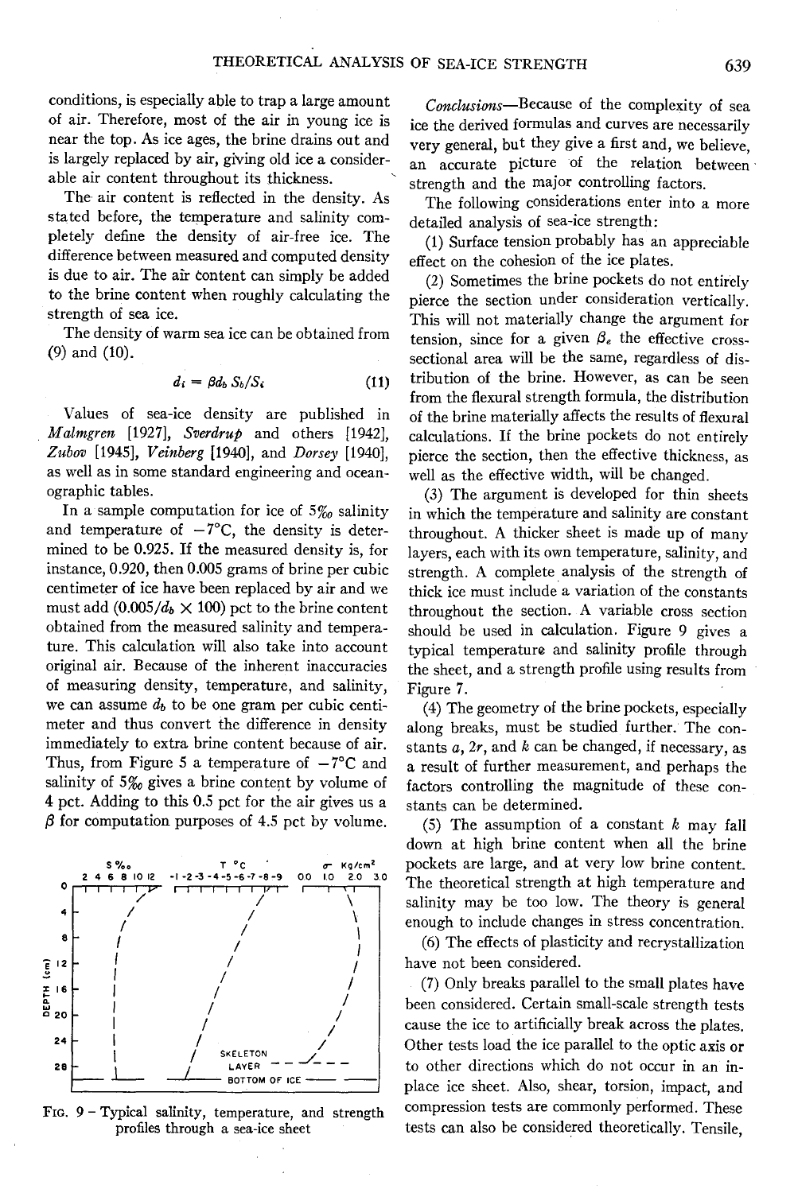conditions, is especially able to trap a large amount of air. Therefore, most of the air in young ice is near the top. As ice ages, the brine drains out and is largely replaced by air, giving old ice a considerable air content throughout its thickness.

The air content is reflected in the density. As stated before, the temperature and salinity completely define the density of air-free ice. The difference between measured and computed density is due to air. The air content can simply be added to the brine content when roughly calculating the strength of sea ice.

The density of warm sea ice can be obtained from (9) and (10).

$$d_i = \beta d_b S_b / S_i \tag{11}$$

Values of sea-ice density are published in *Malmgren* [1927], *Sverdrup* and others [1942], *Zubov* [1945], *Veinberg* [1940], and *Dorsey* [1940], as well as in some standard engineering and oceanographic tables.

In a sample computation for ice of 5‰ salinity and temperature of −7°C, the density is determined to be 0.925. If the measured density is, for instance, 0.920, then 0.005 grams of brine per cubic centimeter of ice have been replaced by air and we must add $(0.005/d_b \times 100)$ pct to the brine content obtained from the measured salinity and temperature. This calculation will also take into account original air. Because of the inherent inaccuracies of measuring density, temperature, and salinity, we can assume $d_b$ to be one gram per cubic centimeter and thus convert the difference in density immediately to extra brine content because of air. Thus, from Figure 5 a temperature of −7°C and salinity of 5‰ gives a brine content by volume of 4 pct. Adding to this 0.5 pct for the air gives us a $\beta$ for computation purposes of 4.5 pct by volume.

FIG. 9 – Typical salinity, temperature, and strength profiles through a sea-ice sheet

*Conclusions*—Because of the complexity of sea ice the derived formulas and curves are necessarily very general, but they give a first and, we believe, an accurate picture of the relation between strength and the major controlling factors.

The following considerations enter into a more detailed analysis of sea-ice strength:

(1) Surface tension probably has an appreciable effect on the cohesion of the ice plates.

(2) Sometimes the brine pockets do not entirely pierce the section under consideration vertically. This will not materially change the argument for tension, since for a given $\beta_e$ the effective cross-sectional area will be the same, regardless of distribution of the brine. However, as can be seen from the flexural strength formula, the distribution of the brine materially affects the results of flexural calculations. If the brine pockets do not entirely pierce the section, then the effective thickness, as well as the effective width, will be changed.

(3) The argument is developed for thin sheets in which the temperature and salinity are constant throughout. A thicker sheet is made up of many layers, each with its own temperature, salinity, and strength. A complete analysis of the strength of thick ice must include a variation of the constants throughout the section. A variable cross section should be used in calculation. Figure 9 gives a typical temperature and salinity profile through the sheet, and a strength profile using results from Figure 7.

(4) The geometry of the brine pockets, especially along breaks, must be studied further. The constants $a$, $2r$, and $k$ can be changed, if necessary, as a result of further measurement, and perhaps the factors controlling the magnitude of these constants can be determined.

(5) The assumption of a constant $k$ may fall down at high brine content when all the brine pockets are large, and at very low brine content. The theoretical strength at high temperature and salinity may be too low. The theory is general enough to include changes in stress concentration.

(6) The effects of plasticity and recrystallization have not been considered.

(7) Only breaks parallel to the small plates have been considered. Certain small-scale strength tests cause the ice to artificially break across the plates. Other tests load the ice parallel to the optic axis or to other directions which do not occur in an in-place ice sheet. Also, shear, torsion, impact, and compression tests are commonly performed. These tests can also be considered theoretically. Tensile,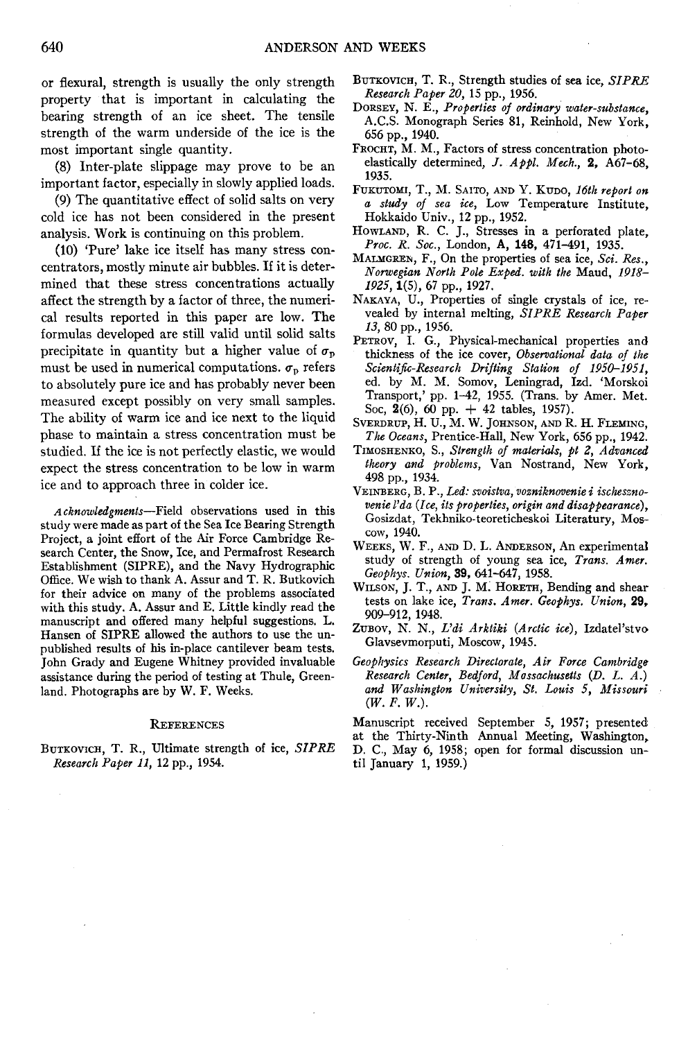or flexural, strength is usually the only strength property that is important in calculating the bearing strength of an ice sheet. The tensile strength of the warm underside of the ice is the most important single quantity.

(8) Inter-plate slippage may prove to be an important factor, especially in slowly applied loads.

(9) The quantitative effect of solid salts on very cold ice has not been considered in the present analysis. Work is continuing on this problem.

(10) 'Pure' lake ice itself has many stress concentrators, mostly minute air bubbles. If it is determined that these stress concentrations actually affect the strength by a factor of three, the numerical results reported in this paper are low. The formulas developed are still valid until solid salts precipitate in quantity but a higher value of $\sigma_p$ must be used in numerical computations. $\sigma_p$ refers to absolutely pure ice and has probably never been measured except possibly on very small samples. The ability of warm ice and ice next to the liquid phase to maintain a stress concentration must be studied. If the ice is not perfectly elastic, we would expect the stress concentration to be low in warm ice and to approach three in colder ice.

*Acknowledgments*—Field observations used in this study were made as part of the Sea Ice Bearing Strength Project, a joint effort of the Air Force Cambridge Research Center, the Snow, Ice, and Permafrost Research Establishment (SIPRE), and the Navy Hydrographic Office. We wish to thank A. Assur and T. R. Butkovich for their advice on many of the problems associated with this study. A. Assur and E. Little kindly read the manuscript and offered many helpful suggestions. L. Hansen of SIPRE allowed the authors to use the unpublished results of his in-place cantilever beam tests. John Grady and Eugene Whitney provided invaluable assistance during the period of testing at Thule, Greenland. Photographs are by W. F. Weeks.

## References

Butkovich, T. R., Ultimate strength of ice, *SIPRE Research Paper 11*, 12 pp., 1954.

Butkovich, T. R., Strength studies of sea ice, *SIPRE Research Paper 20*, 15 pp., 1956.

Dorsey, N. E., *Properties of ordinary water-substance*, A.C.S. Monograph Series 81, Reinhold, New York, 656 pp., 1940.

Frocht, M. M., Factors of stress concentration photoelastically determined, *J. Appl. Mech.*, **2**, A67–68, 1935.

Fukutomi, T., M. Saito, and Y. Kudo, *16th report on a study of sea ice*, Low Temperature Institute, Hokkaido Univ., 12 pp., 1952.

Howland, R. C. J., Stresses in a perforated plate, *Proc. R. Soc.*, London, **A, 148**, 471–491, 1935.

Malmgren, F., On the properties of sea ice, *Sci. Res., Norwegian North Pole Exped. with the* Maud, *1918–1925*, **1**(5), 67 pp., 1927.

Nakaya, U., Properties of single crystals of ice, revealed by internal melting, *SIPRE Research Paper 13*, 80 pp., 1956.

Petrov, I. G., Physical-mechanical properties and thickness of the ice cover, *Observational data of the Scientific-Research Drifting Station of 1950–1951*, ed. by M. M. Somov, Leningrad, Izd. 'Morskoi Transport,' pp. 1–42, 1955. (Trans. by Amer. Met. Soc, **2**(6), 60 pp. + 42 tables, 1957).

Sverdrup, H. U., M. W. Johnson, and R. H. Fleming, *The Oceans*, Prentice-Hall, New York, 656 pp., 1942.

Timoshenko, S., *Strength of materials, pt 2, Advanced theory and problems*, Van Nostrand, New York, 498 pp., 1934.

Veinberg, B. P., *Led: svoistva, vozniknovenie i ischesznovenie l'da (Ice, its properties, origin and disappearance)*, Gosizdat, Tekhniko-teoreticheskoi Literatury, Moscow, 1940.

Weeks, W. F., and D. L. Anderson, An experimental study of strength of young sea ice, *Trans. Amer. Geophys. Union*, **39**, 641–647, 1958.

Wilson, J. T., and J. M. Horeth, Bending and shear tests on lake ice, *Trans. Amer. Geophys. Union*, **29**, 909–912, 1948.

Zubov, N. N., *L'di Arktiki (Arctic ice)*, Izdatel'stvo Glavsevmorputi, Moscow, 1945.

*Geophysics Research Directorate, Air Force Cambridge Research Center, Bedford, Massachusetts (D. L. A.) and Washington University, St. Louis 5, Missouri (W. F. W.).*

Manuscript received September 5, 1957; presented at the Thirty-Ninth Annual Meeting, Washington, D. C., May 6, 1958; open for formal discussion until January 1, 1959.)